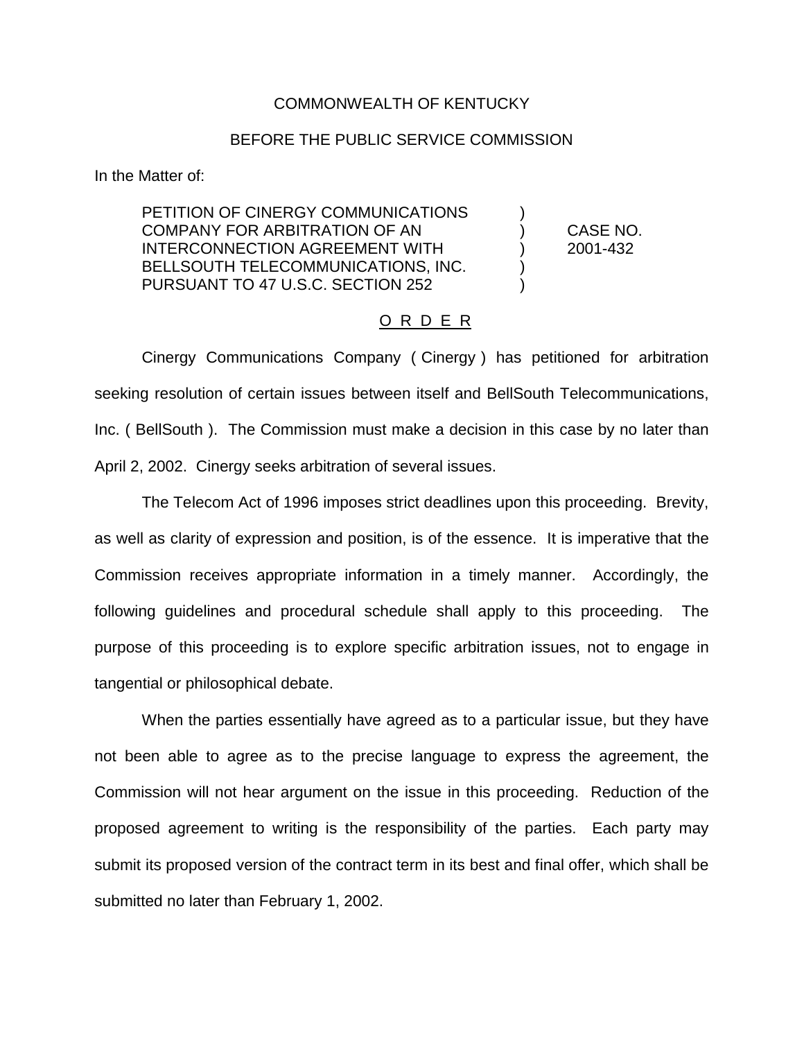COMMONWEALTH OF KENTUCKY

BEFORE THE PUBLIC SERVICE COMMISSION

In the Matter of:

| | | |
|---|---|---|
| PETITION OF CINERGY COMMUNICATIONS COMPANY FOR ARBITRATION OF AN INTERCONNECTION AGREEMENT WITH BELLSOUTH TELECOMMUNICATIONS, INC. PURSUANT TO 47 U.S.C. SECTION 252 | ) ) ) ) ) | CASE NO. 2001-432 |

## O R D E R

Cinergy Communications Company ( Cinergy ) has petitioned for arbitration seeking resolution of certain issues between itself and BellSouth Telecommunications, Inc. ( BellSouth ). The Commission must make a decision in this case by no later than April 2, 2002. Cinergy seeks arbitration of several issues.

The Telecom Act of 1996 imposes strict deadlines upon this proceeding. Brevity, as well as clarity of expression and position, is of the essence. It is imperative that the Commission receives appropriate information in a timely manner. Accordingly, the following guidelines and procedural schedule shall apply to this proceeding. The purpose of this proceeding is to explore specific arbitration issues, not to engage in tangential or philosophical debate.

When the parties essentially have agreed as to a particular issue, but they have not been able to agree as to the precise language to express the agreement, the Commission will not hear argument on the issue in this proceeding. Reduction of the proposed agreement to writing is the responsibility of the parties. Each party may submit its proposed version of the contract term in its best and final offer, which shall be submitted no later than February 1, 2002.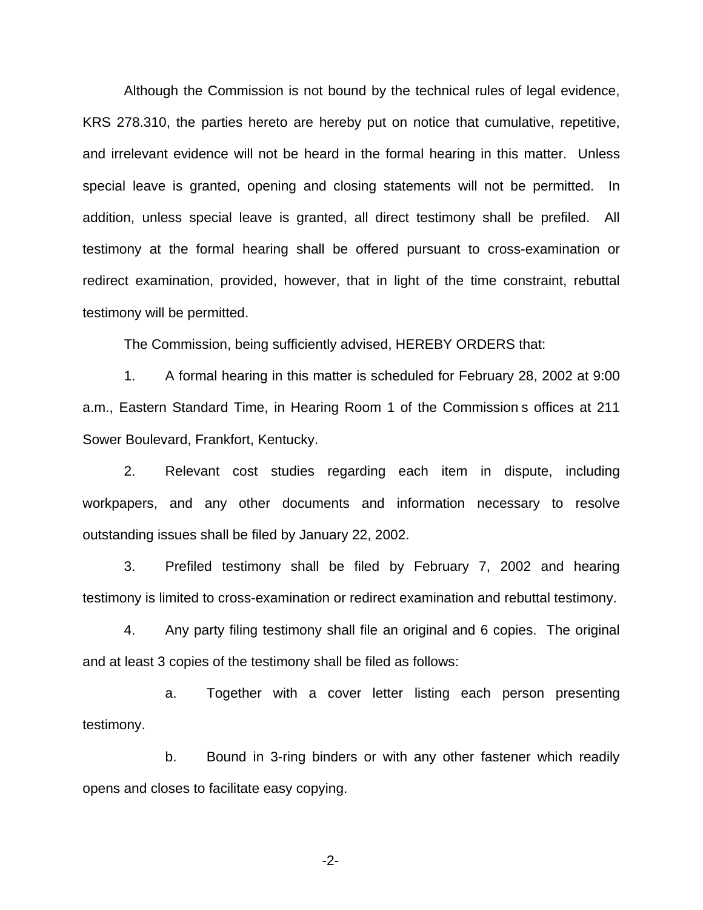Although the Commission is not bound by the technical rules of legal evidence, KRS 278.310, the parties hereto are hereby put on notice that cumulative, repetitive, and irrelevant evidence will not be heard in the formal hearing in this matter. Unless special leave is granted, opening and closing statements will not be permitted. In addition, unless special leave is granted, all direct testimony shall be prefiled. All testimony at the formal hearing shall be offered pursuant to cross-examination or redirect examination, provided, however, that in light of the time constraint, rebuttal testimony will be permitted.

The Commission, being sufficiently advised, HEREBY ORDERS that:

1. A formal hearing in this matter is scheduled for February 28, 2002 at 9:00 a.m., Eastern Standard Time, in Hearing Room 1 of the Commission s offices at 211 Sower Boulevard, Frankfort, Kentucky.

2. Relevant cost studies regarding each item in dispute, including workpapers, and any other documents and information necessary to resolve outstanding issues shall be filed by January 22, 2002.

3. Prefiled testimony shall be filed by February 7, 2002 and hearing testimony is limited to cross-examination or redirect examination and rebuttal testimony.

4. Any party filing testimony shall file an original and 6 copies. The original and at least 3 copies of the testimony shall be filed as follows:

    a. Together with a cover letter listing each person presenting testimony.

    b. Bound in 3-ring binders or with any other fastener which readily opens and closes to facilitate easy copying.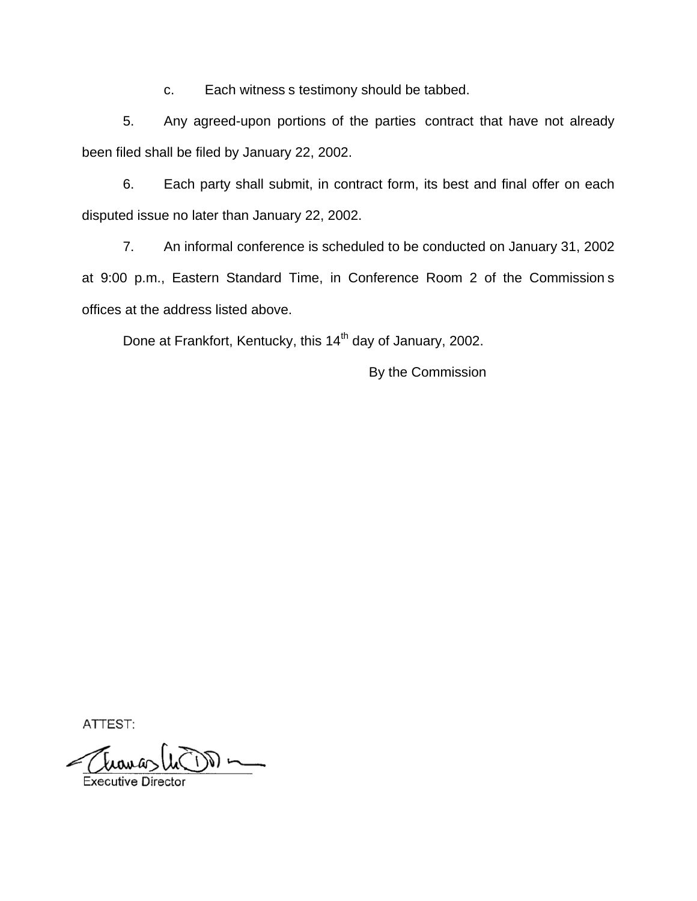c. Each witness s testimony should be tabbed.

5. Any agreed-upon portions of the parties contract that have not already been filed shall be filed by January 22, 2002.

6. Each party shall submit, in contract form, its best and final offer on each disputed issue no later than January 22, 2002.

7. An informal conference is scheduled to be conducted on January 31, 2002 at 9:00 p.m., Eastern Standard Time, in Conference Room 2 of the Commission s offices at the address listed above.

Done at Frankfort, Kentucky, this 14th day of January, 2002.

By the Commission

ATTEST:

Executive Director